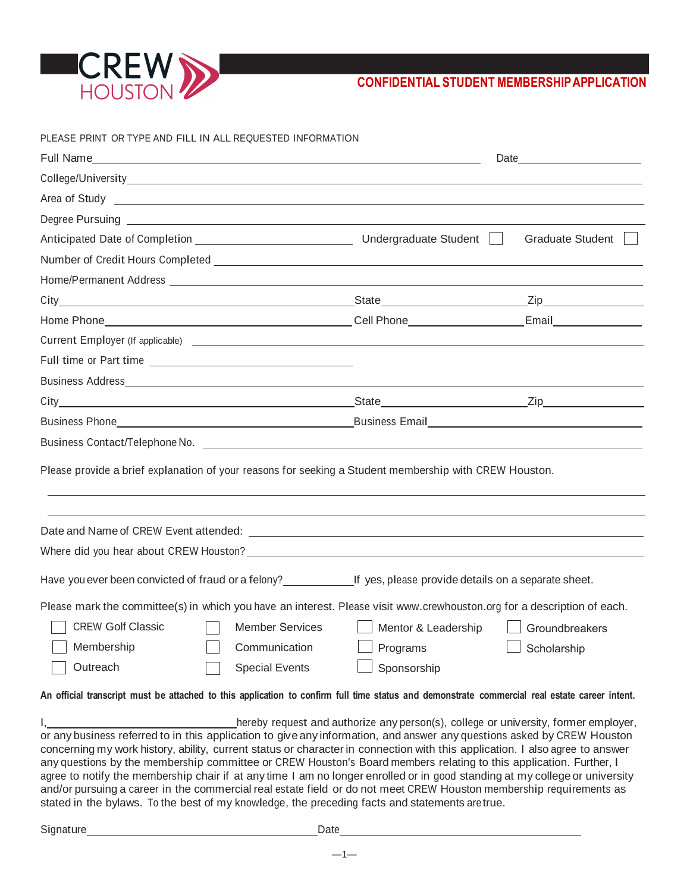CREW HOUSTON

# CONFIDENTIAL STUDENT MEMBERSHIP APPLICATION

PLEASE PRINT OR TYPE AND FILL IN ALL REQUESTED INFORMATION

Full Name_______________________________________________ Date__________________

College/University_______________________________________________

Area of Study _______________________________________________

Degree Pursuing _______________________________________________

Anticipated Date of Completion ____________________ Undergraduate Student ☐ Graduate Student ☐

Number of Credit Hours Completed _______________________________________________

Home/Permanent Address _______________________________________________

City_______________________________ State_______________ Zip_____________

Home Phone_________________________ Cell Phone_______________ Email_____________

Current Employer (If applicable) _______________________________________________

Full time or Part time _________________________

Business Address_______________________________________________

City_______________________________ State_______________ Zip_____________

Business Phone_________________________ Business Email_________________________

Business Contact/Telephone No. _______________________________________________

Please provide a brief explanation of your reasons for seeking a Student membership with CREW Houston.

_______________________________________________

_______________________________________________

Date and Name of CREW Event attended: _______________________________________________

Where did you hear about CREW Houston? _______________________________________________

Have you ever been convicted of fraud or a felony?__________ If yes, please provide details on a separate sheet.

Please mark the committee(s) in which you have an interest. Please visit www.crewhouston.org for a description of each.

| | | | |
|---|---|---|---|
| ☐ CREW Golf Classic | ☐ Member Services | ☐ Mentor & Leadership | ☐ Groundbreakers |
| ☐ Membership | ☐ Communication | ☐ Programs | ☐ Scholarship |
| ☐ Outreach | ☐ Special Events | ☐ Sponsorship | |

**An official transcript must be attached to this application to confirm full time status and demonstrate commercial real estate career intent.**

I,_________________________hereby request and authorize any person(s), college or university, former employer, or any business referred to in this application to give any information, and answer any questions asked by CREW Houston concerning my work history, ability, current status or character in connection with this application. I also agree to answer any questions by the membership committee or CREW Houston's Board members relating to this application. Further, I agree to notify the membership chair if at any time I am no longer enrolled or in good standing at my college or university and/or pursuing a career in the commercial real estate field or do not meet CREW Houston membership requirements as stated in the bylaws. To the best of my knowledge, the preceding facts and statements are true.

Signature_______________________________ Date_______________________________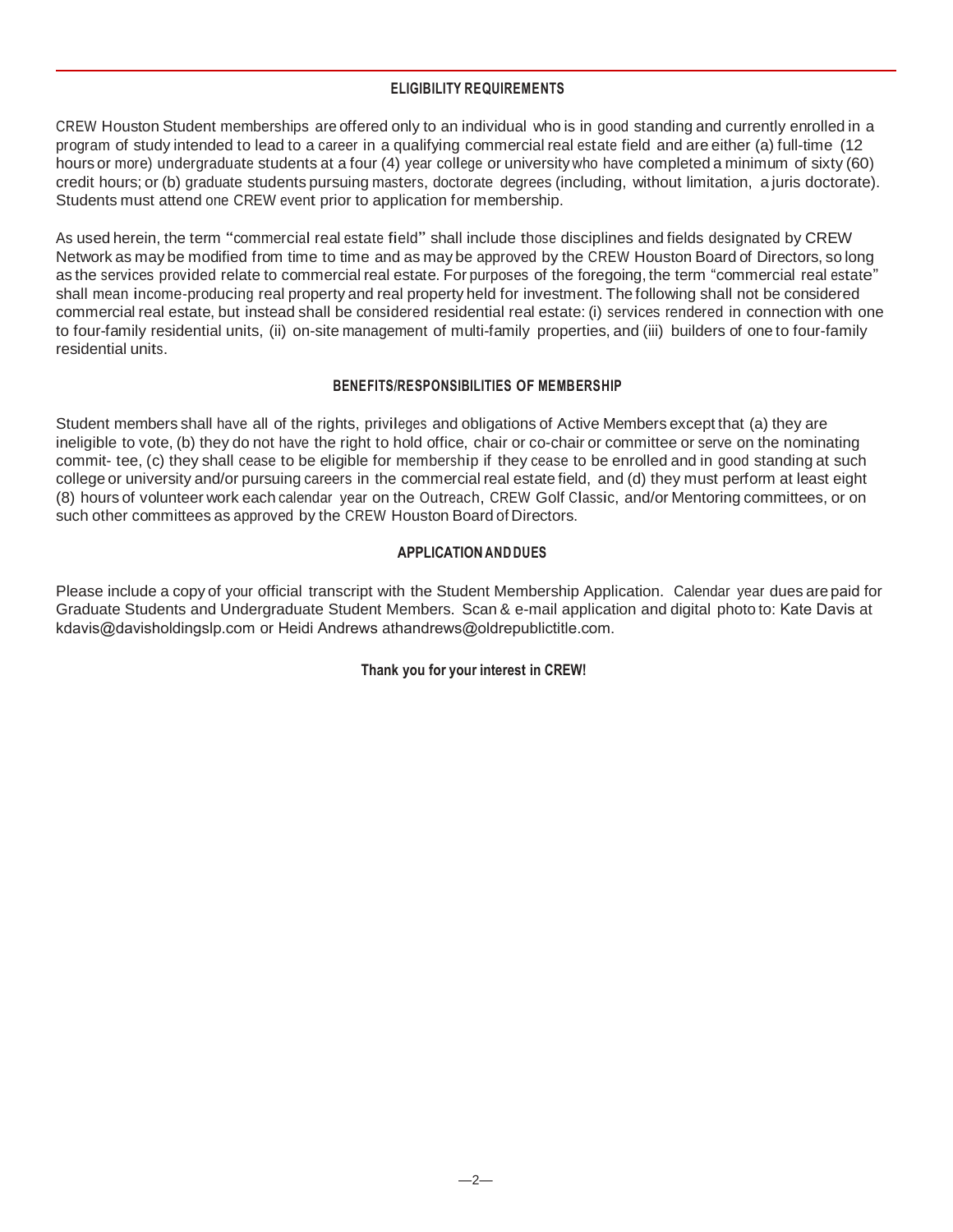## ELIGIBILITY REQUIREMENTS

CREW Houston Student memberships are offered only to an individual who is in good standing and currently enrolled in a program of study intended to lead to a career in a qualifying commercial real estate field and are either (a) full-time (12 hours or more) undergraduate students at a four (4) year college or university who have completed a minimum of sixty (60) credit hours; or (b) graduate students pursuing masters, doctorate degrees (including, without limitation, a juris doctorate). Students must attend one CREW event prior to application for membership.

As used herein, the term "commercial real estate field" shall include those disciplines and fields designated by CREW Network as may be modified from time to time and as may be approved by the CREW Houston Board of Directors, so long as the services provided relate to commercial real estate. For purposes of the foregoing, the term "commercial real estate" shall mean income-producing real property and real property held for investment. The following shall not be considered commercial real estate, but instead shall be considered residential real estate: (i) services rendered in connection with one to four-family residential units, (ii) on-site management of multi-family properties, and (iii) builders of one to four-family residential units.

## BENEFITS/RESPONSIBILITIES OF MEMBERSHIP

Student members shall have all of the rights, privileges and obligations of Active Members except that (a) they are ineligible to vote, (b) they do not have the right to hold office, chair or co-chair or committee or serve on the nominating commit- tee, (c) they shall cease to be eligible for membership if they cease to be enrolled and in good standing at such college or university and/or pursuing careers in the commercial real estate field, and (d) they must perform at least eight (8) hours of volunteer work each calendar year on the Outreach, CREW Golf Classic, and/or Mentoring committees, or on such other committees as approved by the CREW Houston Board of Directors.

## APPLICATION AND DUES

Please include a copy of your official transcript with the Student Membership Application. Calendar year dues are paid for Graduate Students and Undergraduate Student Members. Scan & e-mail application and digital photo to: Kate Davis at kdavis@davisholdingslp.com or Heidi Andrews athandrews@oldrepublictitle.com.

**Thank you for your interest in CREW!**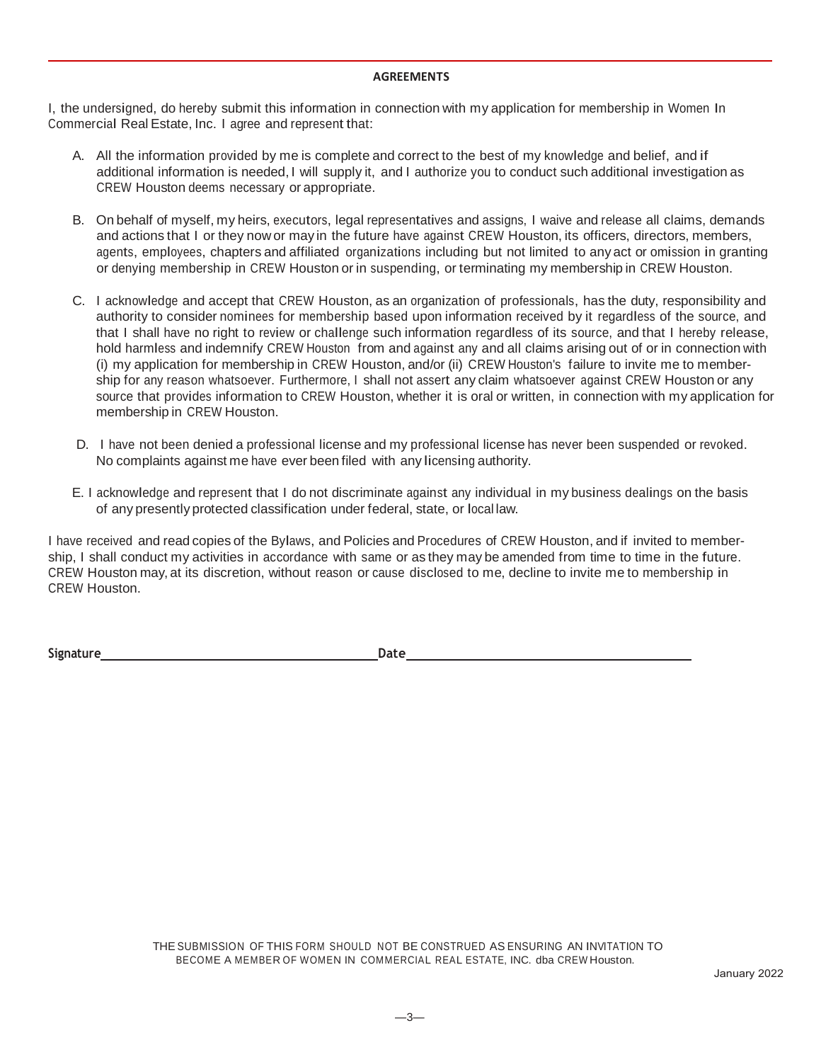**AGREEMENTS**

I, the undersigned, do hereby submit this information in connection with my application for membership in Women In Commercial Real Estate, Inc. I agree and represent that:

A. All the information provided by me is complete and correct to the best of my knowledge and belief, and if additional information is needed, I will supply it, and I authorize you to conduct such additional investigation as CREW Houston deems necessary or appropriate.

B. On behalf of myself, my heirs, executors, legal representatives and assigns, I waive and release all claims, demands and actions that I or they now or may in the future have against CREW Houston, its officers, directors, members, agents, employees, chapters and affiliated organizations including but not limited to any act or omission in granting or denying membership in CREW Houston or in suspending, or terminating my membership in CREW Houston.

C. I acknowledge and accept that CREW Houston, as an organization of professionals, has the duty, responsibility and authority to consider nominees for membership based upon information received by it regardless of the source, and that I shall have no right to review or challenge such information regardless of its source, and that I hereby release, hold harmless and indemnify CREW Houston from and against any and all claims arising out of or in connection with (i) my application for membership in CREW Houston, and/or (ii) CREW Houston's failure to invite me to membership for any reason whatsoever. Furthermore, I shall not assert any claim whatsoever against CREW Houston or any source that provides information to CREW Houston, whether it is oral or written, in connection with my application for membership in CREW Houston.

D. I have not been denied a professional license and my professional license has never been suspended or revoked. No complaints against me have ever been filed with any licensing authority.

E. I acknowledge and represent that I do not discriminate against any individual in my business dealings on the basis of any presently protected classification under federal, state, or local law.

I have received and read copies of the Bylaws, and Policies and Procedures of CREW Houston, and if invited to membership, I shall conduct my activities in accordance with same or as they may be amended from time to time in the future. CREW Houston may, at its discretion, without reason or cause disclosed to me, decline to invite me to membership in CREW Houston.

**Signature**\_\_\_\_\_\_\_\_\_\_\_\_\_\_\_\_\_\_\_\_\_\_\_\_\_\_\_\_\_\_\_\_\_\_\_\_\_\_ **Date**\_\_\_\_\_\_\_\_\_\_\_\_\_\_\_\_\_\_\_\_\_\_\_\_\_\_\_\_\_\_\_\_\_\_\_\_\_\_

THE SUBMISSION OF THIS FORM SHOULD NOT BE CONSTRUED AS ENSURING AN INVITATION TO BECOME A MEMBER OF WOMEN IN COMMERCIAL REAL ESTATE, INC. dba CREW Houston.

January 2022